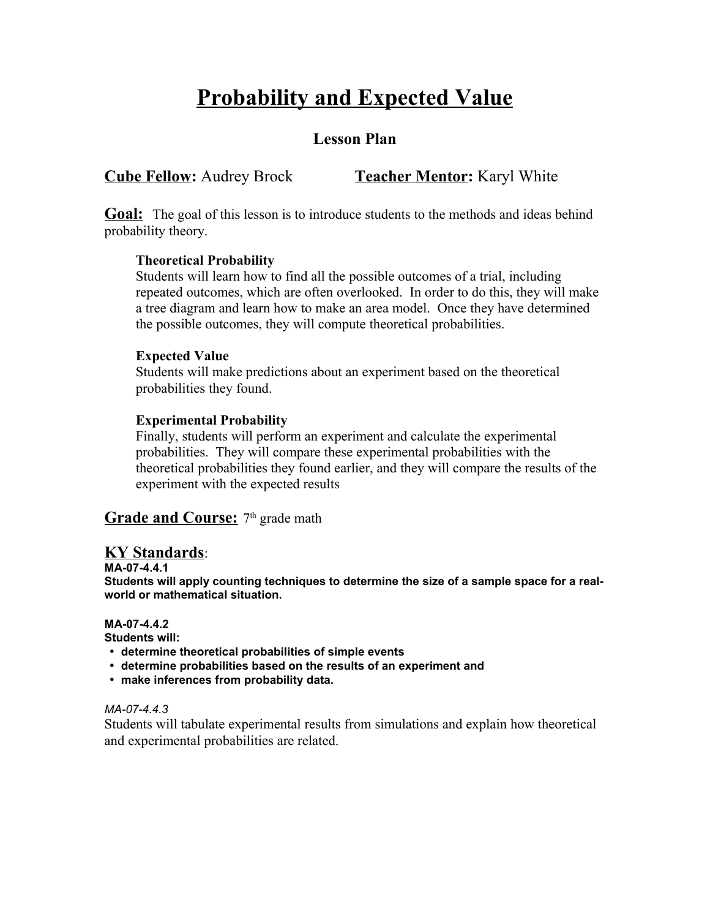# Probability and Expected Value

## Lesson Plan

**Cube Fellow:** Audrey Brock    **Teacher Mentor:** Karyl White

**Goal:** The goal of this lesson is to introduce students to the methods and ideas behind probability theory.

> **Theoretical Probability**
> Students will learn how to find all the possible outcomes of a trial, including repeated outcomes, which are often overlooked. In order to do this, they will make a tree diagram and learn how to make an area model. Once they have determined the possible outcomes, they will compute theoretical probabilities.
>
> **Expected Value**
> Students will make predictions about an experiment based on the theoretical probabilities they found.
>
> **Experimental Probability**
> Finally, students will perform an experiment and calculate the experimental probabilities. They will compare these experimental probabilities with the theoretical probabilities they found earlier, and they will compare the results of the experiment with the expected results

**Grade and Course:** 7th grade math

## KY Standards:

**MA-07-4.4.1**
**Students will apply counting techniques to determine the size of a sample space for a real-world or mathematical situation.**

**MA-07-4.4.2**
**Students will:**

- **determine theoretical probabilities of simple events**
- **determine probabilities based on the results of an experiment and**
- **make inferences from probability data.**

*MA-07-4.4.3*
Students will tabulate experimental results from simulations and explain how theoretical and experimental probabilities are related.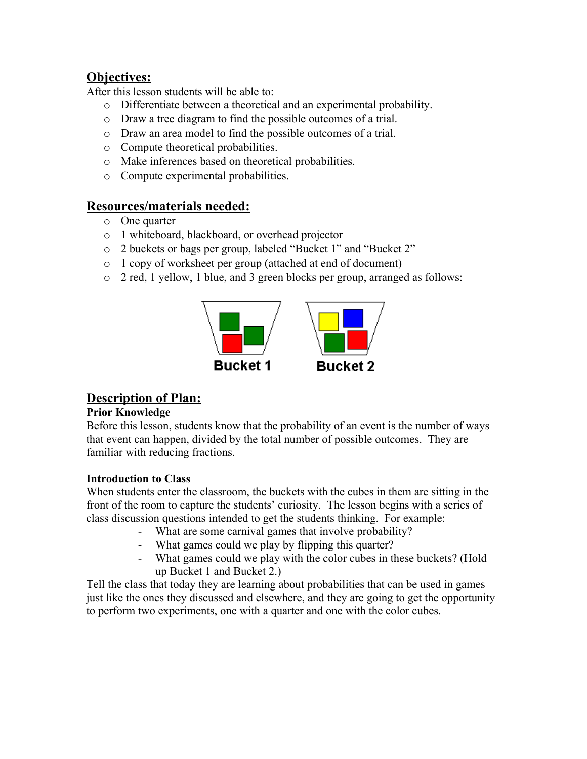## Objectives:

After this lesson students will be able to:

- Differentiate between a theoretical and an experimental probability.
- Draw a tree diagram to find the possible outcomes of a trial.
- Draw an area model to find the possible outcomes of a trial.
- Compute theoretical probabilities.
- Make inferences based on theoretical probabilities.
- Compute experimental probabilities.

## Resources/materials needed:

- One quarter
- 1 whiteboard, blackboard, or overhead projector
- 2 buckets or bags per group, labeled "Bucket 1" and "Bucket 2"
- 1 copy of worksheet per group (attached at end of document)
- 2 red, 1 yellow, 1 blue, and 3 green blocks per group, arranged as follows:

Bucket 1 Bucket 2

## Description of Plan:

**Prior Knowledge**

Before this lesson, students know that the probability of an event is the number of ways that event can happen, divided by the total number of possible outcomes. They are familiar with reducing fractions.

**Introduction to Class**

When students enter the classroom, the buckets with the cubes in them are sitting in the front of the room to capture the students' curiosity. The lesson begins with a series of class discussion questions intended to get the students thinking. For example:

- What are some carnival games that involve probability?
- What games could we play by flipping this quarter?
- What games could we play with the color cubes in these buckets? (Hold up Bucket 1 and Bucket 2.)

Tell the class that today they are learning about probabilities that can be used in games just like the ones they discussed and elsewhere, and they are going to get the opportunity to perform two experiments, one with a quarter and one with the color cubes.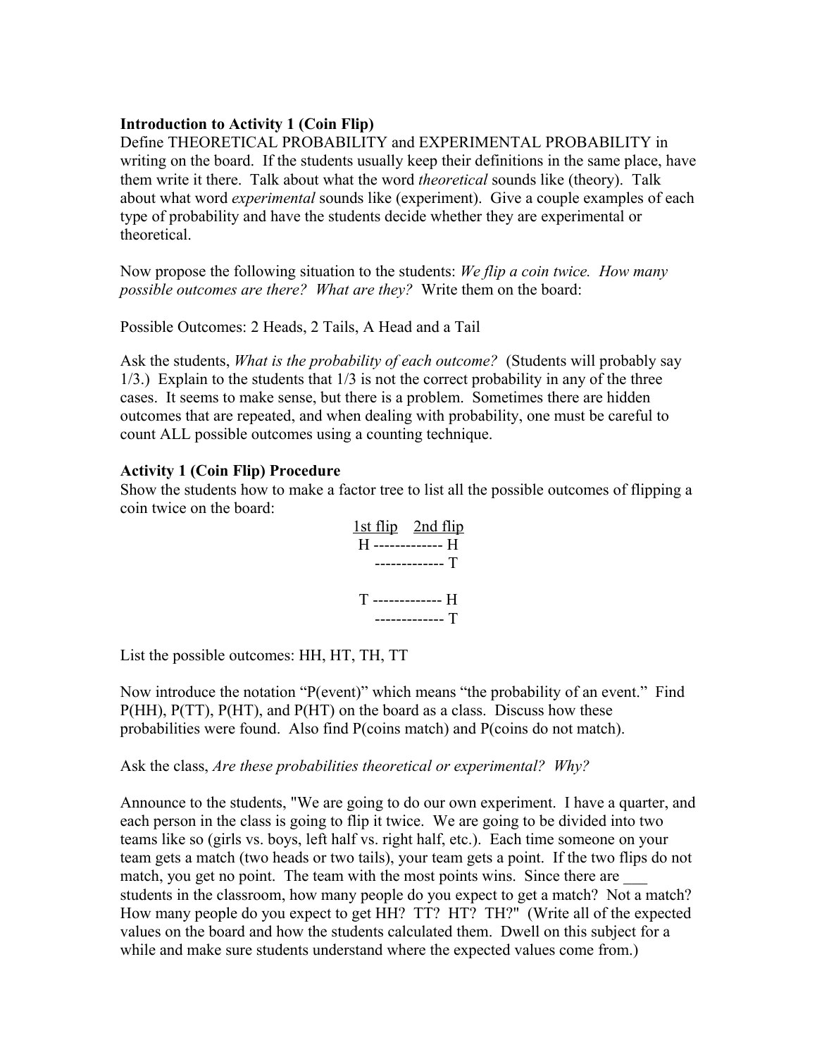**Introduction to Activity 1 (Coin Flip)**
Define THEORETICAL PROBABILITY and EXPERIMENTAL PROBABILITY in writing on the board. If the students usually keep their definitions in the same place, have them write it there. Talk about what the word *theoretical* sounds like (theory). Talk about what word *experimental* sounds like (experiment). Give a couple examples of each type of probability and have the students decide whether they are experimental or theoretical.

Now propose the following situation to the students: *We flip a coin twice. How many possible outcomes are there? What are they?* Write them on the board:

Possible Outcomes: 2 Heads, 2 Tails, A Head and a Tail

Ask the students, *What is the probability of each outcome?* (Students will probably say 1/3.) Explain to the students that 1/3 is not the correct probability in any of the three cases. It seems to make sense, but there is a problem. Sometimes there are hidden outcomes that are repeated, and when dealing with probability, one must be careful to count ALL possible outcomes using a counting technique.

**Activity 1 (Coin Flip) Procedure**
Show the students how to make a factor tree to list all the possible outcomes of flipping a coin twice on the board:

```
1st flip    2nd flip
 H ------------- H
   ------------- T

 T ------------- H
   ------------- T
```

List the possible outcomes: HH, HT, TH, TT

Now introduce the notation "P(event)" which means "the probability of an event." Find P(HH), P(TT), P(HT), and P(HT) on the board as a class. Discuss how these probabilities were found. Also find P(coins match) and P(coins do not match).

Ask the class, *Are these probabilities theoretical or experimental? Why?*

Announce to the students, "We are going to do our own experiment. I have a quarter, and each person in the class is going to flip it twice. We are going to be divided into two teams like so (girls vs. boys, left half vs. right half, etc.). Each time someone on your team gets a match (two heads or two tails), your team gets a point. If the two flips do not match, you get no point. The team with the most points wins. Since there are ___ students in the classroom, how many people do you expect to get a match? Not a match? How many people do you expect to get HH? TT? HT? TH?" (Write all of the expected values on the board and how the students calculated them. Dwell on this subject for a while and make sure students understand where the expected values come from.)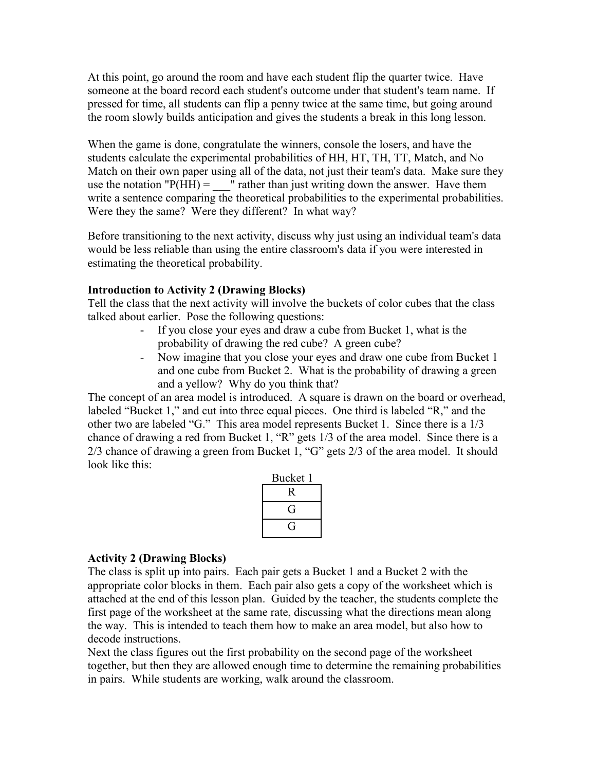At this point, go around the room and have each student flip the quarter twice. Have someone at the board record each student's outcome under that student's team name. If pressed for time, all students can flip a penny twice at the same time, but going around the room slowly builds anticipation and gives the students a break in this long lesson.

When the game is done, congratulate the winners, console the losers, and have the students calculate the experimental probabilities of HH, HT, TH, TT, Match, and No Match on their own paper using all of the data, not just their team's data. Make sure they use the notation "P(HH) = ___" rather than just writing down the answer. Have them write a sentence comparing the theoretical probabilities to the experimental probabilities. Were they the same? Were they different? In what way?

Before transitioning to the next activity, discuss why just using an individual team's data would be less reliable than using the entire classroom's data if you were interested in estimating the theoretical probability.

**Introduction to Activity 2 (Drawing Blocks)**

Tell the class that the next activity will involve the buckets of color cubes that the class talked about earlier. Pose the following questions:

- If you close your eyes and draw a cube from Bucket 1, what is the probability of drawing the red cube? A green cube?
- Now imagine that you close your eyes and draw one cube from Bucket 1 and one cube from Bucket 2. What is the probability of drawing a green and a yellow? Why do you think that?

The concept of an area model is introduced. A square is drawn on the board or overhead, labeled "Bucket 1," and cut into three equal pieces. One third is labeled "R," and the other two are labeled "G." This area model represents Bucket 1. Since there is a 1/3 chance of drawing a red from Bucket 1, "R" gets 1/3 of the area model. Since there is a 2/3 chance of drawing a green from Bucket 1, "G" gets 2/3 of the area model. It should look like this:

| Bucket 1 |
| --- |
| R |
| G |
| G |

**Activity 2 (Drawing Blocks)**

The class is split up into pairs. Each pair gets a Bucket 1 and a Bucket 2 with the appropriate color blocks in them. Each pair also gets a copy of the worksheet which is attached at the end of this lesson plan. Guided by the teacher, the students complete the first page of the worksheet at the same rate, discussing what the directions mean along the way. This is intended to teach them how to make an area model, but also how to decode instructions.

Next the class figures out the first probability on the second page of the worksheet together, but then they are allowed enough time to determine the remaining probabilities in pairs. While students are working, walk around the classroom.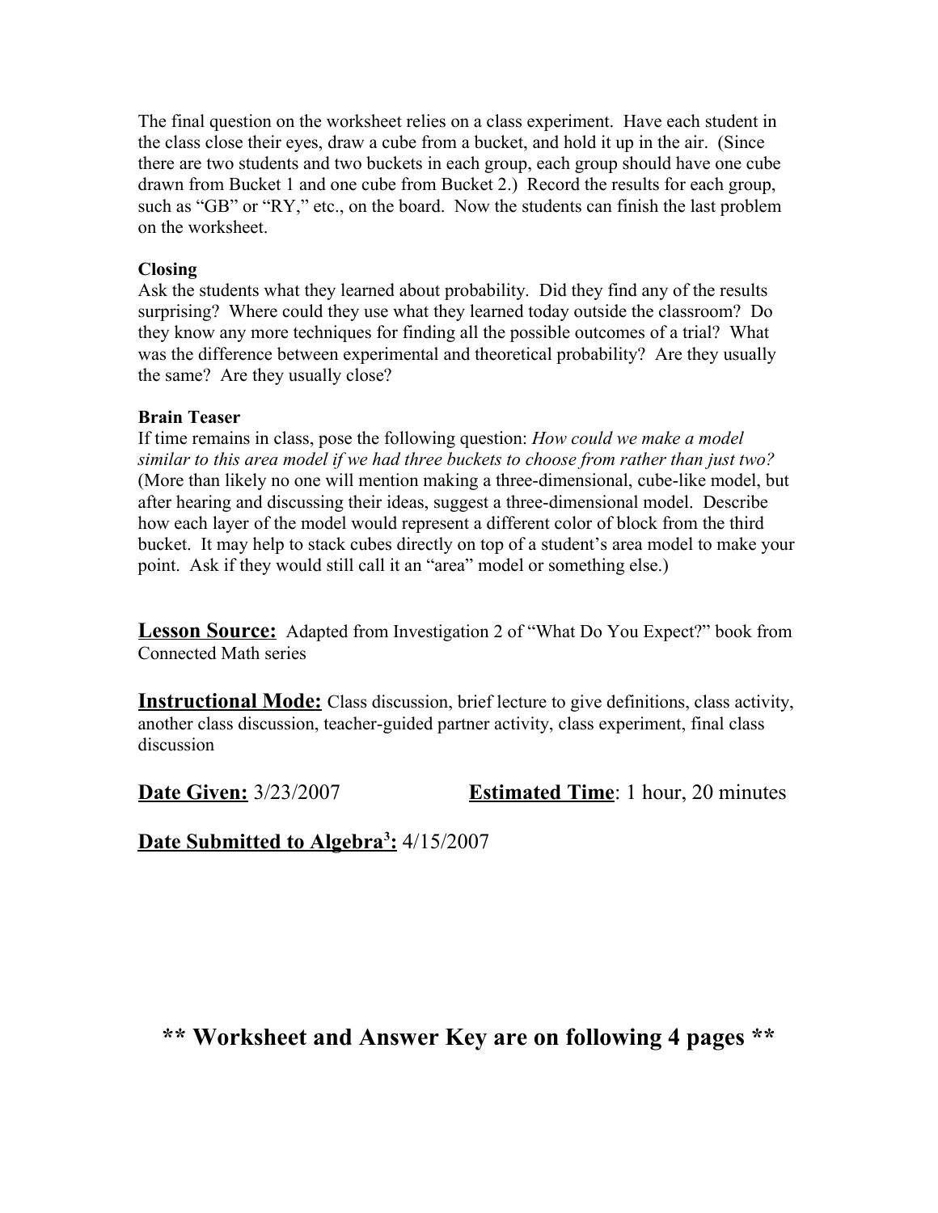The final question on the worksheet relies on a class experiment. Have each student in the class close their eyes, draw a cube from a bucket, and hold it up in the air. (Since there are two students and two buckets in each group, each group should have one cube drawn from Bucket 1 and one cube from Bucket 2.) Record the results for each group, such as "GB" or "RY," etc., on the board. Now the students can finish the last problem on the worksheet.

**Closing**

Ask the students what they learned about probability. Did they find any of the results surprising? Where could they use what they learned today outside the classroom? Do they know any more techniques for finding all the possible outcomes of a trial? What was the difference between experimental and theoretical probability? Are they usually the same? Are they usually close?

**Brain Teaser**

If time remains in class, pose the following question: *How could we make a model similar to this area model if we had three buckets to choose from rather than just two?* (More than likely no one will mention making a three-dimensional, cube-like model, but after hearing and discussing their ideas, suggest a three-dimensional model. Describe how each layer of the model would represent a different color of block from the third bucket. It may help to stack cubes directly on top of a student's area model to make your point. Ask if they would still call it an "area" model or something else.)

**Lesson Source:** Adapted from Investigation 2 of "What Do You Expect?" book from Connected Math series

**Instructional Mode:** Class discussion, brief lecture to give definitions, class activity, another class discussion, teacher-guided partner activity, class experiment, final class discussion

**Date Given:** 3/23/2007 **Estimated Time**: 1 hour, 20 minutes

**Date Submitted to Algebra$^3$:** 4/15/2007

## ** Worksheet and Answer Key are on following 4 pages **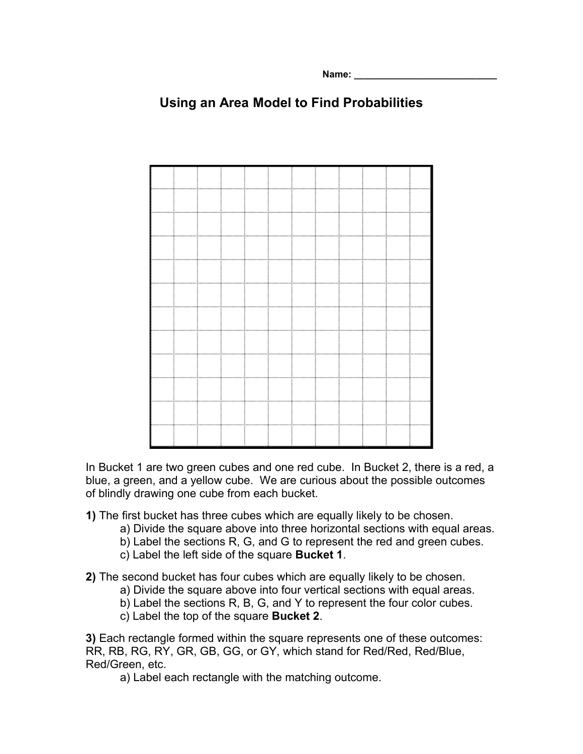Name: ___________________________

# Using an Area Model to Find Probabilities

In Bucket 1 are two green cubes and one red cube. In Bucket 2, there is a red, a blue, a green, and a yellow cube. We are curious about the possible outcomes of blindly drawing one cube from each bucket.

**1)** The first bucket has three cubes which are equally likely to be chosen.

a) Divide the square above into three horizontal sections with equal areas.

b) Label the sections R, G, and G to represent the red and green cubes.

c) Label the left side of the square **Bucket 1**.

**2)** The second bucket has four cubes which are equally likely to be chosen.

a) Divide the square above into four vertical sections with equal areas.

b) Label the sections R, B, G, and Y to represent the four color cubes.

c) Label the top of the square **Bucket 2**.

**3)** Each rectangle formed within the square represents one of these outcomes: RR, RB, RG, RY, GR, GB, GG, or GY, which stand for Red/Red, Red/Blue, Red/Green, etc.

a) Label each rectangle with the matching outcome.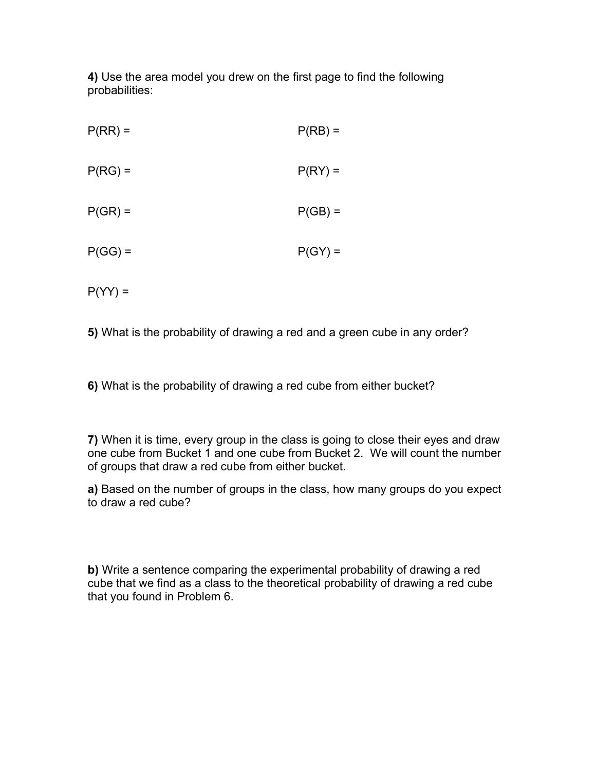**4)** Use the area model you drew on the first page to find the following probabilities:

P(RR) = 

P(RB) = 

P(RG) = 

P(RY) = 

P(GR) = 

P(GB) = 

P(GG) = 

P(GY) = 

P(YY) = 

**5)** What is the probability of drawing a red and a green cube in any order?

**6)** What is the probability of drawing a red cube from either bucket?

**7)** When it is time, every group in the class is going to close their eyes and draw one cube from Bucket 1 and one cube from Bucket 2. We will count the number of groups that draw a red cube from either bucket.

**a)** Based on the number of groups in the class, how many groups do you expect to draw a red cube?

**b)** Write a sentence comparing the experimental probability of drawing a red cube that we find as a class to the theoretical probability of drawing a red cube that you found in Problem 6.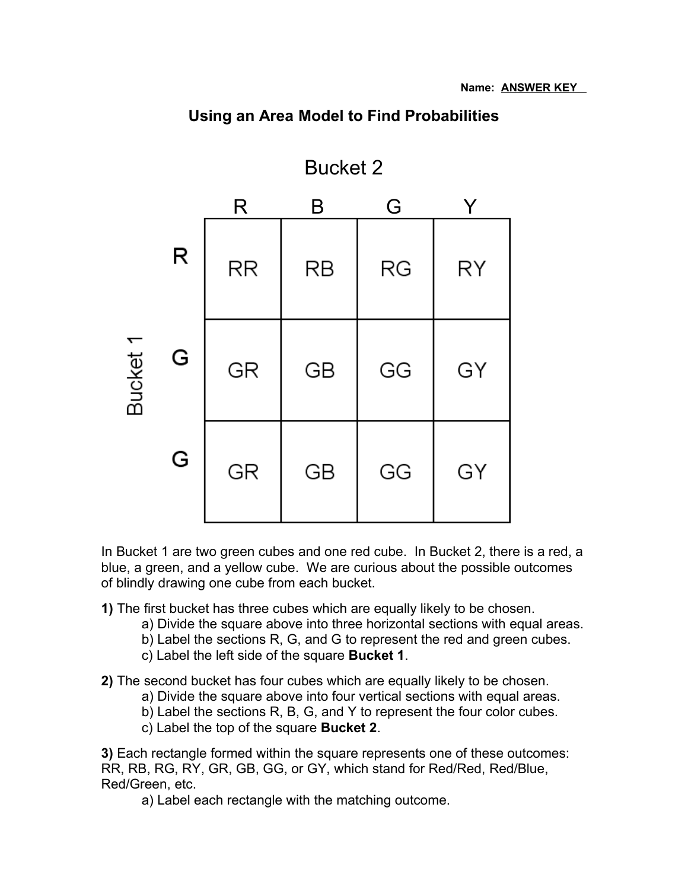Name: ANSWER KEY

## Using an Area Model to Find Probabilities

Bucket 2

| Bucket 1 | R | B | G | Y |
|---|---|---|---|---|
| R | RR | RB | RG | RY |
| G | GR | GB | GG | GY |
| G | GR | GB | GG | GY |

In Bucket 1 are two green cubes and one red cube. In Bucket 2, there is a red, a blue, a green, and a yellow cube. We are curious about the possible outcomes of blindly drawing one cube from each bucket.

**1)** The first bucket has three cubes which are equally likely to be chosen.

- a) Divide the square above into three horizontal sections with equal areas.
- b) Label the sections R, G, and G to represent the red and green cubes.
- c) Label the left side of the square **Bucket 1**.

**2)** The second bucket has four cubes which are equally likely to be chosen.

- a) Divide the square above into four vertical sections with equal areas.
- b) Label the sections R, B, G, and Y to represent the four color cubes.
- c) Label the top of the square **Bucket 2**.

**3)** Each rectangle formed within the square represents one of these outcomes: RR, RB, RG, RY, GR, GB, GG, or GY, which stand for Red/Red, Red/Blue, Red/Green, etc.

- a) Label each rectangle with the matching outcome.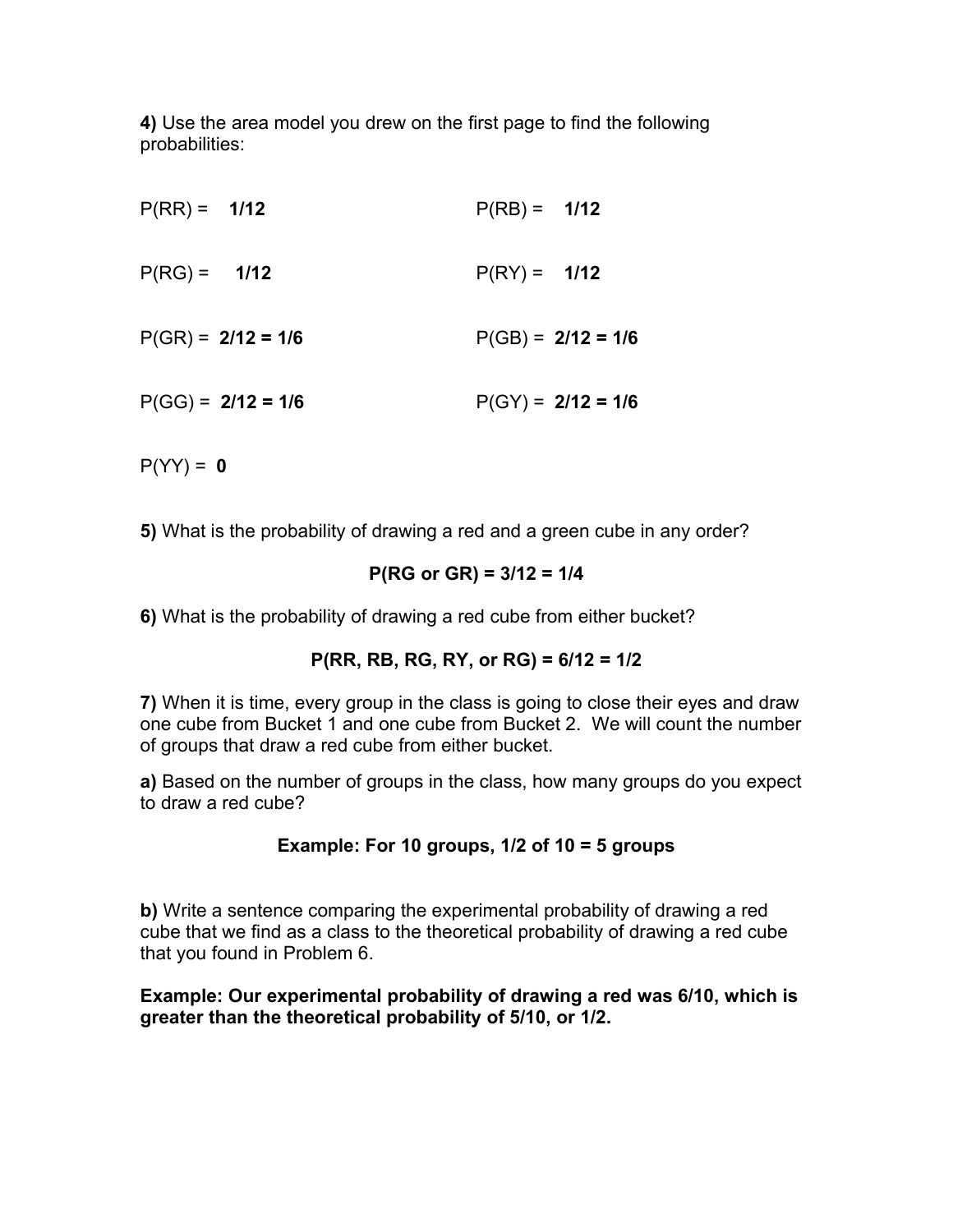**4)** Use the area model you drew on the first page to find the following probabilities:

P(RR) = **1/12**

P(RB) = **1/12**

P(RG) = **1/12**

P(RY) = **1/12**

P(GR) = **2/12 = 1/6**

P(GB) = **2/12 = 1/6**

P(GG) = **2/12 = 1/6**

P(GY) = **2/12 = 1/6**

P(YY) = **0**

**5)** What is the probability of drawing a red and a green cube in any order?

**P(RG or GR) = 3/12 = 1/4**

**6)** What is the probability of drawing a red cube from either bucket?

**P(RR, RB, RG, RY, or RG) = 6/12 = 1/2**

**7)** When it is time, every group in the class is going to close their eyes and draw one cube from Bucket 1 and one cube from Bucket 2. We will count the number of groups that draw a red cube from either bucket.

**a)** Based on the number of groups in the class, how many groups do you expect to draw a red cube?

**Example: For 10 groups, 1/2 of 10 = 5 groups**

**b)** Write a sentence comparing the experimental probability of drawing a red cube that we find as a class to the theoretical probability of drawing a red cube that you found in Problem 6.

**Example: Our experimental probability of drawing a red was 6/10, which is greater than the theoretical probability of 5/10, or 1/2.**